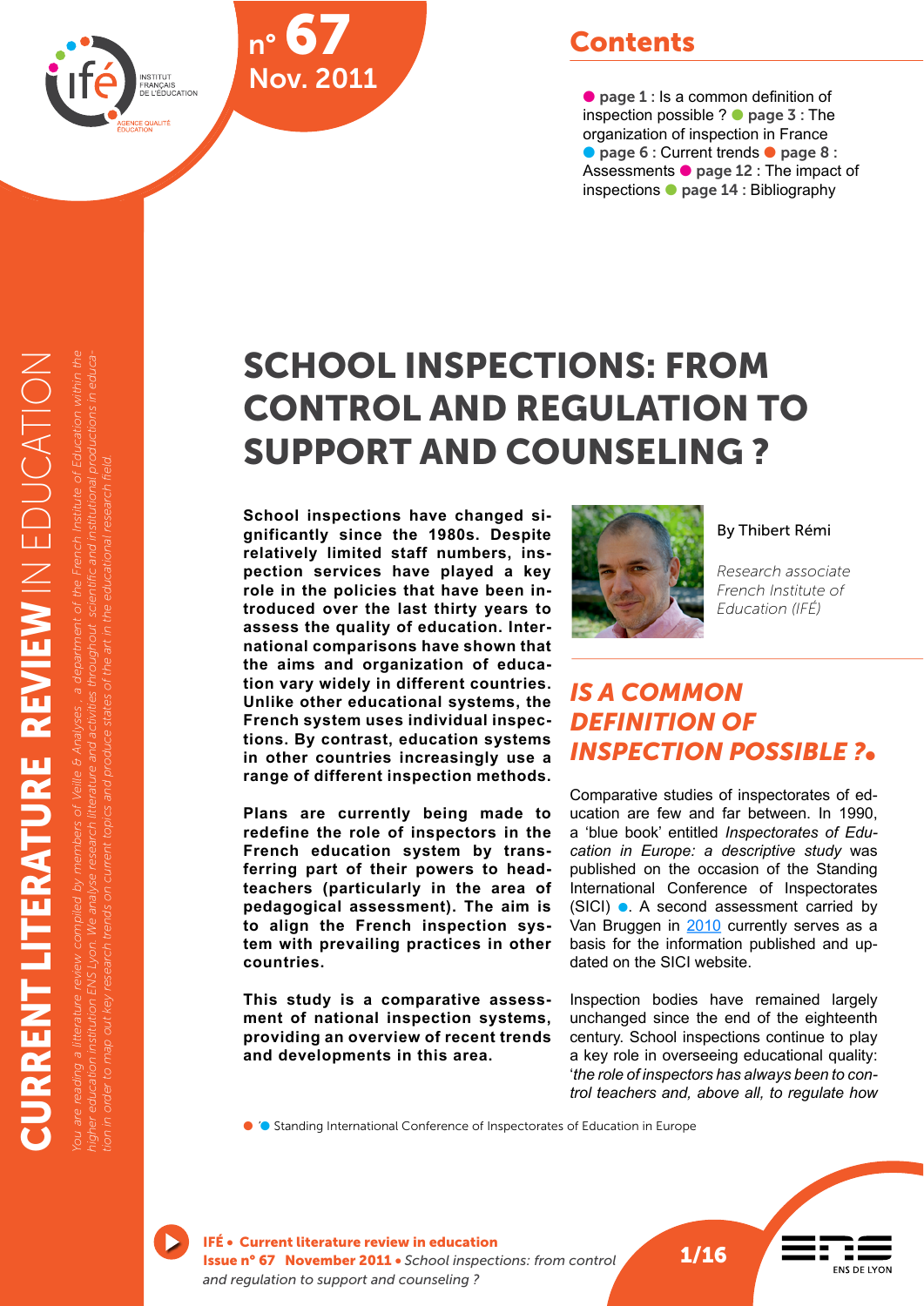n° 67
Nov. 2011

## Contents

● **page 1** : Is a common definition of inspection possible ? ● **page 3** : The organization of inspection in France ● **page 6** : Current trends ● **page 8** : Assessments ● **page 12** : The impact of inspections ● **page 14** : Bibliography

**CURRENT LITERATURE REVIEW** IN EDUCATION

*You are reading a litterature review compiled by members of Veille & Analyses , a department of the French Institute of Education within the higher education institution ENS Lyon. We analyse research litterature and activities throughout scientific and institutional productions in education in order to map out key research trends on current topics and produce states of the art in the educational research field.*

# SCHOOL INSPECTIONS: FROM CONTROL AND REGULATION TO SUPPORT AND COUNSELING ?

**School inspections have changed significantly since the 1980s. Despite relatively limited staff numbers, inspection services have played a key role in the policies that have been introduced over the last thirty years to assess the quality of education. International comparisons have shown that the aims and organization of education vary widely in different countries. Unlike other educational systems, the French system uses individual inspections. By contrast, education systems in other countries increasingly use a range of different inspection methods.**

**Plans are currently being made to redefine the role of inspectors in the French education system by transferring part of their powers to headteachers (particularly in the area of pedagogical assessment). The aim is to align the French inspection system with prevailing practices in other countries.**

**This study is a comparative assessment of national inspection systems, providing an overview of recent trends and developments in this area.**

By Thibert Rémi

*Research associate French Institute of Education (IFÉ)*

## IS A COMMON DEFINITION OF INSPECTION POSSIBLE ?●

Comparative studies of inspectorates of education are few and far between. In 1990, a 'blue book' entitled *Inspectorates of Education in Europe: a descriptive study* was published on the occasion of the Standing International Conference of Inspectorates (SICI) ●. A second assessment carried by Van Bruggen in 2010 currently serves as a basis for the information published and updated on the SICI website.

Inspection bodies have remained largely unchanged since the end of the eighteenth century. School inspections continue to play a key role in overseeing educational quality: '*the role of inspectors has always been to control teachers and, above all, to regulate how*

● '● Standing International Conference of Inspectorates of Education in Europe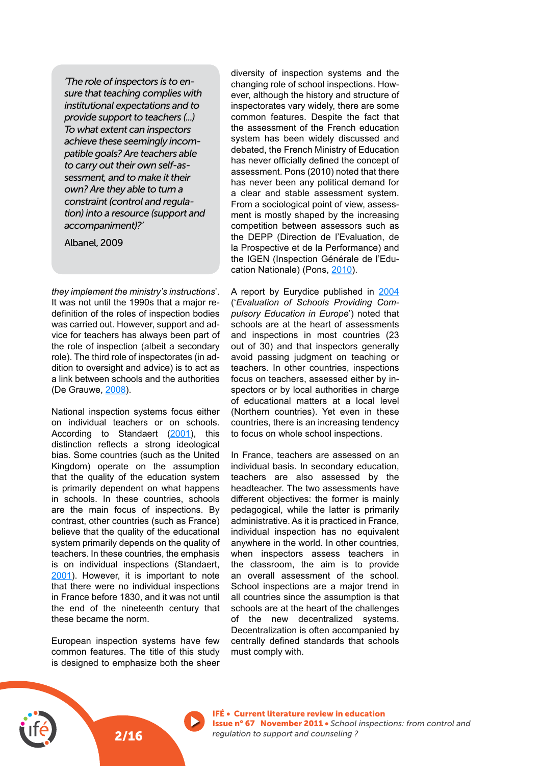> *'The role of inspectors is to ensure that teaching complies with institutional expectations and to provide support to teachers (...) To what extent can inspectors achieve these seemingly incompatible goals? Are teachers able to carry out their own self-assessment, and to make it their own? Are they able to turn a constraint (control and regulation) into a resource (support and accompaniment)?'*
>
> Albanel, 2009

*they implement the ministry's instructions*'. It was not until the 1990s that a major redefinition of the roles of inspection bodies was carried out. However, support and advice for teachers has always been part of the role of inspection (albeit a secondary role). The third role of inspectorates (in addition to oversight and advice) is to act as a link between schools and the authorities (De Grauwe, 2008).

National inspection systems focus either on individual teachers or on schools. According to Standaert (2001), this distinction reflects a strong ideological bias. Some countries (such as the United Kingdom) operate on the assumption that the quality of the education system is primarily dependent on what happens in schools. In these countries, schools are the main focus of inspections. By contrast, other countries (such as France) believe that the quality of the educational system primarily depends on the quality of teachers. In these countries, the emphasis is on individual inspections (Standaert, 2001). However, it is important to note that there were no individual inspections in France before 1830, and it was not until the end of the nineteenth century that these became the norm.

European inspection systems have few common features. The title of this study is designed to emphasize both the sheer diversity of inspection systems and the changing role of school inspections. However, although the history and structure of inspectorates vary widely, there are some common features. Despite the fact that the assessment of the French education system has been widely discussed and debated, the French Ministry of Education has never officially defined the concept of assessment. Pons (2010) noted that there has never been any political demand for a clear and stable assessment system. From a sociological point of view, assessment is mostly shaped by the increasing competition between assessors such as the DEPP (Direction de l'Evaluation, de la Prospective et de la Performance) and the IGEN (Inspection Générale de l'Education Nationale) (Pons, 2010).

A report by Eurydice published in 2004 ('*Evaluation of Schools Providing Compulsory Education in Europe*') noted that schools are at the heart of assessments and inspections in most countries (23 out of 30) and that inspectors generally avoid passing judgment on teaching or teachers. In other countries, inspections focus on teachers, assessed either by inspectors or by local authorities in charge of educational matters at a local level (Northern countries). Yet even in these countries, there is an increasing tendency to focus on whole school inspections.

In France, teachers are assessed on an individual basis. In secondary education, teachers are also assessed by the headteacher. The two assessments have different objectives: the former is mainly pedagogical, while the latter is primarily administrative. As it is practiced in France, individual inspection has no equivalent anywhere in the world. In other countries, when inspectors assess teachers in the classroom, the aim is to provide an overall assessment of the school. School inspections are a major trend in all countries since the assumption is that schools are at the heart of the challenges of the new decentralized systems. Decentralization is often accompanied by centrally defined standards that schools must comply with.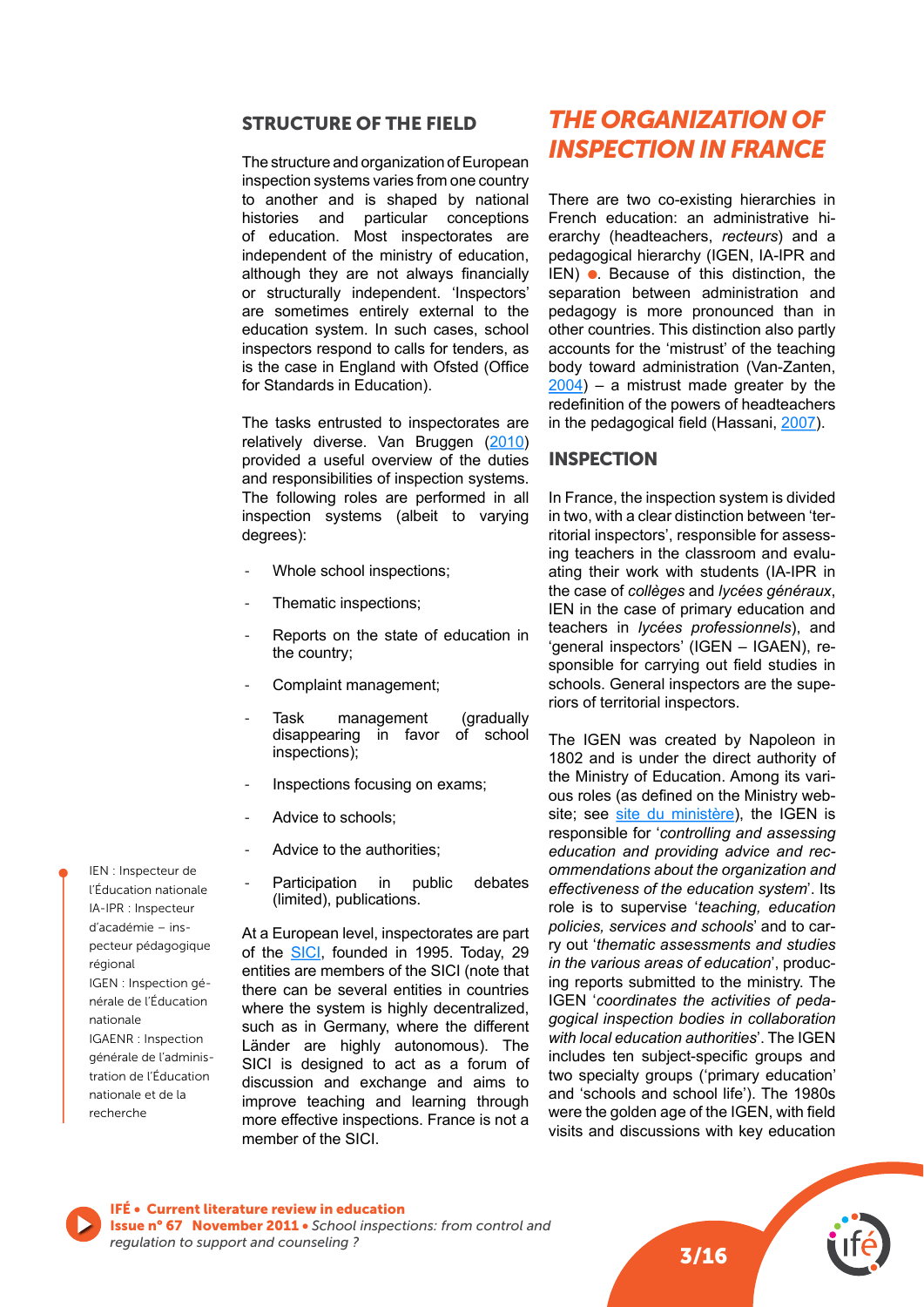## STRUCTURE OF THE FIELD

The structure and organization of European inspection systems varies from one country to another and is shaped by national histories and particular conceptions of education. Most inspectorates are independent of the ministry of education, although they are not always financially or structurally independent. 'Inspectors' are sometimes entirely external to the education system. In such cases, school inspectors respond to calls for tenders, as is the case in England with Ofsted (Office for Standards in Education).

The tasks entrusted to inspectorates are relatively diverse. Van Bruggen (2010) provided a useful overview of the duties and responsibilities of inspection systems. The following roles are performed in all inspection systems (albeit to varying degrees):

- Whole school inspections;
- Thematic inspections;
- Reports on the state of education in the country;
- Complaint management;
- Task management (gradually disappearing in favor of school inspections);
- Inspections focusing on exams;
- Advice to schools;
- Advice to the authorities;
- Participation in public debates (limited), publications.

At a European level, inspectorates are part of the SICI, founded in 1995. Today, 29 entities are members of the SICI (note that there can be several entities in countries where the system is highly decentralized, such as in Germany, where the different Länder are highly autonomous). The SICI is designed to act as a forum of discussion and exchange and aims to improve teaching and learning through more effective inspections. France is not a member of the SICI.

IEN : Inspecteur de l'Éducation nationale
IA-IPR : Inspecteur d'académie – inspecteur pédagogique régional
IGEN : Inspection générale de l'Éducation nationale
IGAENR : Inspection générale de l'administration de l'Éducation nationale et de la recherche

## THE ORGANIZATION OF INSPECTION IN FRANCE

There are two co-existing hierarchies in French education: an administrative hierarchy (headteachers, *recteurs*) and a pedagogical hierarchy (IGEN, IA-IPR and IEN) ●. Because of this distinction, the separation between administration and pedagogy is more pronounced than in other countries. This distinction also partly accounts for the 'mistrust' of the teaching body toward administration (Van-Zanten, 2004) – a mistrust made greater by the redefinition of the powers of headteachers in the pedagogical field (Hassani, 2007).

### INSPECTION

In France, the inspection system is divided in two, with a clear distinction between 'territorial inspectors', responsible for assessing teachers in the classroom and evaluating their work with students (IA-IPR in the case of *collèges* and *lycées généraux*, IEN in the case of primary education and teachers in *lycées professionnels*), and 'general inspectors' (IGEN – IGAEN), responsible for carrying out field studies in schools. General inspectors are the superiors of territorial inspectors.

The IGEN was created by Napoleon in 1802 and is under the direct authority of the Ministry of Education. Among its various roles (as defined on the Ministry website; see site du ministère), the IGEN is responsible for '*controlling and assessing education and providing advice and recommendations about the organization and effectiveness of the education system*'. Its role is to supervise '*teaching, education policies, services and schools*' and to carry out '*thematic assessments and studies in the various areas of education*', producing reports submitted to the ministry. The IGEN '*coordinates the activities of pedagogical inspection bodies in collaboration with local education authorities*'. The IGEN includes ten subject-specific groups and two specialty groups ('primary education' and 'schools and school life'). The 1980s were the golden age of the IGEN, with field visits and discussions with key education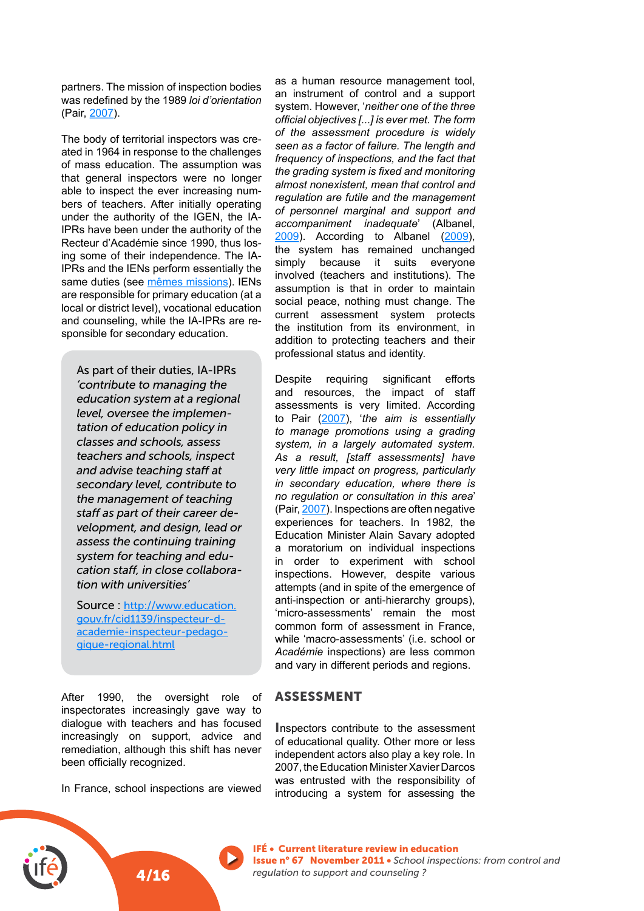partners. The mission of inspection bodies was redefined by the 1989 *loi d'orientation* (Pair, 2007).

The body of territorial inspectors was created in 1964 in response to the challenges of mass education. The assumption was that general inspectors were no longer able to inspect the ever increasing numbers of teachers. After initially operating under the authority of the IGEN, the IA-IPRs have been under the authority of the Recteur d'Académie since 1990, thus losing some of their independence. The IA-IPRs and the IENs perform essentially the same duties (see mêmes missions). IENs are responsible for primary education (at a local or district level), vocational education and counseling, while the IA-IPRs are responsible for secondary education.

> As part of their duties, IA-IPRs *'contribute to managing the education system at a regional level, oversee the implementation of education policy in classes and schools, assess teachers and schools, inspect and advise teaching staff at secondary level, contribute to the management of teaching staff as part of their career development, and design, lead or assess the continuing training system for teaching and education staff, in close collaboration with universities'*
>
> Source : http://www.education.gouv.fr/cid1139/inspecteur-d-academie-inspecteur-pedagogique-regional.html

After 1990, the oversight role of inspectorates increasingly gave way to dialogue with teachers and has focused increasingly on support, advice and remediation, although this shift has never been officially recognized.

In France, school inspections are viewed as a human resource management tool, an instrument of control and a support system. However, '*neither one of the three official objectives [...] is ever met. The form of the assessment procedure is widely seen as a factor of failure. The length and frequency of inspections, and the fact that the grading system is fixed and monitoring almost nonexistent, mean that control and regulation are futile and the management of personnel marginal and support and accompaniment inadequate*' (Albanel, 2009). According to Albanel (2009), the system has remained unchanged simply because it suits everyone involved (teachers and institutions). The assumption is that in order to maintain social peace, nothing must change. The current assessment system protects the institution from its environment, in addition to protecting teachers and their professional status and identity.

Despite requiring significant efforts and resources, the impact of staff assessments is very limited. According to Pair (2007), '*the aim is essentially to manage promotions using a grading system, in a largely automated system. As a result, [staff assessments] have very little impact on progress, particularly in secondary education, where there is no regulation or consultation in this area*' (Pair, 2007). Inspections are often negative experiences for teachers. In 1982, the Education Minister Alain Savary adopted a moratorium on individual inspections in order to experiment with school inspections. However, despite various attempts (and in spite of the emergence of anti-inspection or anti-hierarchy groups), 'micro-assessments' remain the most common form of assessment in France, while 'macro-assessments' (i.e. school or *Académie* inspections) are less common and vary in different periods and regions.

## ASSESSMENT

Inspectors contribute to the assessment of educational quality. Other more or less independent actors also play a key role. In 2007, the Education Minister Xavier Darcos was entrusted with the responsibility of introducing a system for assessing the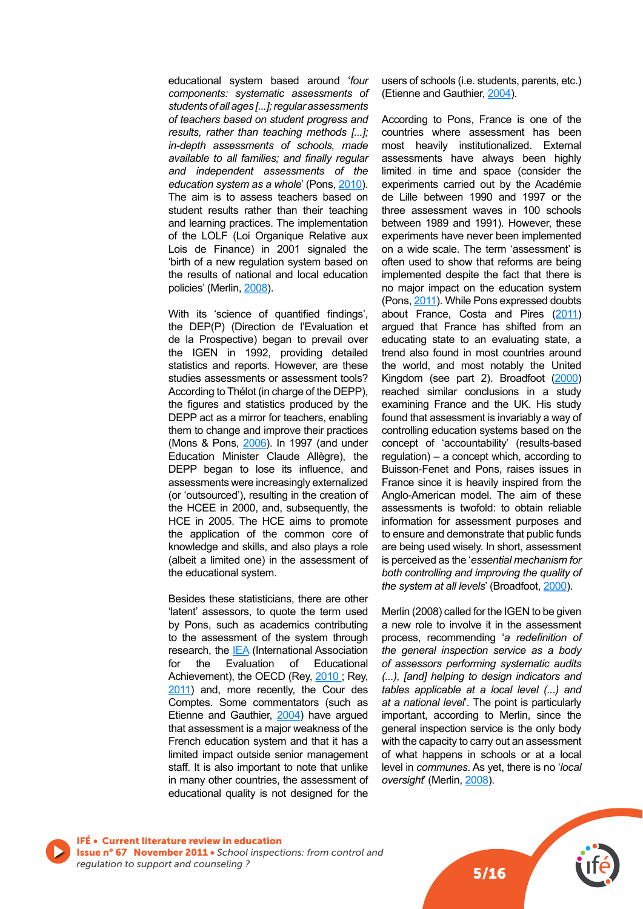educational system based around '*four components: systematic assessments of students of all ages [...]; regular assessments of teachers based on student progress and results, rather than teaching methods [...]; in-depth assessments of schools, made available to all families; and finally regular and independent assessments of the education system as a whole*' (Pons, 2010). The aim is to assess teachers based on student results rather than their teaching and learning practices. The implementation of the LOLF (Loi Organique Relative aux Lois de Finance) in 2001 signaled the 'birth of a new regulation system based on the results of national and local education policies' (Merlin, 2008).

With its 'science of quantified findings', the DEP(P) (Direction de l'Evaluation et de la Prospective) began to prevail over the IGEN in 1992, providing detailed statistics and reports. However, are these studies assessments or assessment tools? According to Thélot (in charge of the DEPP), the figures and statistics produced by the DEPP act as a mirror for teachers, enabling them to change and improve their practices (Mons & Pons, 2006). In 1997 (and under Education Minister Claude Allègre), the DEPP began to lose its influence, and assessments were increasingly externalized (or 'outsourced'), resulting in the creation of the HCEE in 2000, and, subsequently, the HCE in 2005. The HCE aims to promote the application of the common core of knowledge and skills, and also plays a role (albeit a limited one) in the assessment of the educational system.

Besides these statisticians, there are other 'latent' assessors, to quote the term used by Pons, such as academics contributing to the assessment of the system through research, the IEA (International Association for the Evaluation of Educational Achievement), the OECD (Rey, 2010 ; Rey, 2011) and, more recently, the Cour des Comptes. Some commentators (such as Etienne and Gauthier, 2004) have argued that assessment is a major weakness of the French education system and that it has a limited impact outside senior management staff. It is also important to note that unlike in many other countries, the assessment of educational quality is not designed for the users of schools (i.e. students, parents, etc.) (Etienne and Gauthier, 2004).

According to Pons, France is one of the countries where assessment has been most heavily institutionalized. External assessments have always been highly limited in time and space (consider the experiments carried out by the Académie de Lille between 1990 and 1997 or the three assessment waves in 100 schools between 1989 and 1991). However, these experiments have never been implemented on a wide scale. The term 'assessment' is often used to show that reforms are being implemented despite the fact that there is no major impact on the education system (Pons, 2011). While Pons expressed doubts about France, Costa and Pires (2011) argued that France has shifted from an educating state to an evaluating state, a trend also found in most countries around the world, and most notably the United Kingdom (see part 2). Broadfoot (2000) reached similar conclusions in a study examining France and the UK. His study found that assessment is invariably a way of controlling education systems based on the concept of 'accountability' (results-based regulation) – a concept which, according to Buisson-Fenet and Pons, raises issues in France since it is heavily inspired from the Anglo-American model. The aim of these assessments is twofold: to obtain reliable information for assessment purposes and to ensure and demonstrate that public funds are being used wisely. In short, assessment is perceived as the '*essential mechanism for both controlling and improving the quality of the system at all levels*' (Broadfoot, 2000).

Merlin (2008) called for the IGEN to be given a new role to involve it in the assessment process, recommending '*a redefinition of the general inspection service as a body of assessors performing systematic audits (...), [and] helping to design indicators and tables applicable at a local level (...) and at a national level*'. The point is particularly important, according to Merlin, since the general inspection service is the only body with the capacity to carry out an assessment of what happens in schools or at a local level in *communes*. As yet, there is no '*local oversight*' (Merlin, 2008).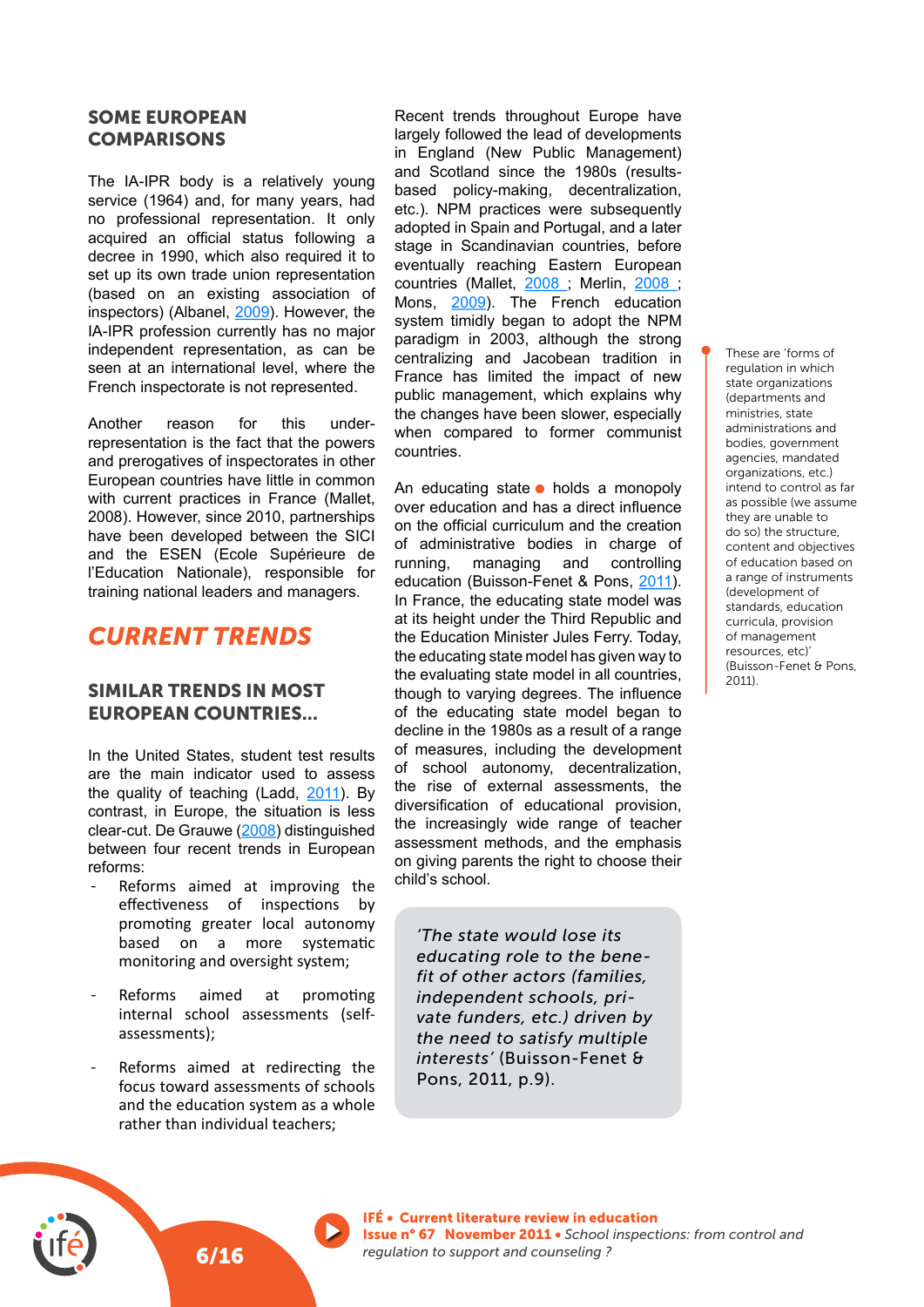## SOME EUROPEAN COMPARISONS

The IA-IPR body is a relatively young service (1964) and, for many years, had no professional representation. It only acquired an official status following a decree in 1990, which also required it to set up its own trade union representation (based on an existing association of inspectors) (Albanel, 2009). However, the IA-IPR profession currently has no major independent representation, as can be seen at an international level, where the French inspectorate is not represented.

Another reason for this under-representation is the fact that the powers and prerogatives of inspectorates in other European countries have little in common with current practices in France (Mallet, 2008). However, since 2010, partnerships have been developed between the SICI and the ESEN (Ecole Supérieure de l'Education Nationale), responsible for training national leaders and managers.

# CURRENT TRENDS

## SIMILAR TRENDS IN MOST EUROPEAN COUNTRIES...

In the United States, student test results are the main indicator used to assess the quality of teaching (Ladd, 2011). By contrast, in Europe, the situation is less clear-cut. De Grauwe (2008) distinguished between four recent trends in European reforms:

- Reforms aimed at improving the effectiveness of inspections by promoting greater local autonomy based on a more systematic monitoring and oversight system;
- Reforms aimed at promoting internal school assessments (self-assessments);
- Reforms aimed at redirecting the focus toward assessments of schools and the education system as a whole rather than individual teachers;

Recent trends throughout Europe have largely followed the lead of developments in England (New Public Management) and Scotland since the 1980s (results-based policy-making, decentralization, etc.). NPM practices were subsequently adopted in Spain and Portugal, and a later stage in Scandinavian countries, before eventually reaching Eastern European countries (Mallet, 2008 ; Merlin, 2008 ; Mons, 2009). The French education system timidly began to adopt the NPM paradigm in 2003, although the strong centralizing and Jacobean tradition in France has limited the impact of new public management, which explains why the changes have been slower, especially when compared to former communist countries.

An educating state holds a monopoly over education and has a direct influence on the official curriculum and the creation of administrative bodies in charge of running, managing and controlling education (Buisson-Fenet & Pons, 2011). In France, the educating state model was at its height under the Third Republic and the Education Minister Jules Ferry. Today, the educating state model has given way to the evaluating state model in all countries, though to varying degrees. The influence of the educating state model began to decline in the 1980s as a result of a range of measures, including the development of school autonomy, decentralization, the rise of external assessments, the diversification of educational provision, the increasingly wide range of teacher assessment methods, and the emphasis on giving parents the right to choose their child's school.

> *'The state would lose its educating role to the benefit of other actors (families, independent schools, private funders, etc.) driven by the need to satisfy multiple interests'* (Buisson-Fenet & Pons, 2011, p.9).

These are 'forms of regulation in which state organizations (departments and ministries, state administrations and bodies, government agencies, mandated organizations, etc.) intend to control as far as possible (we assume they are unable to do so) the structure, content and objectives of education based on a range of instruments (development of standards, education curricula, provision of management resources, etc)' (Buisson-Fenet & Pons, 2011).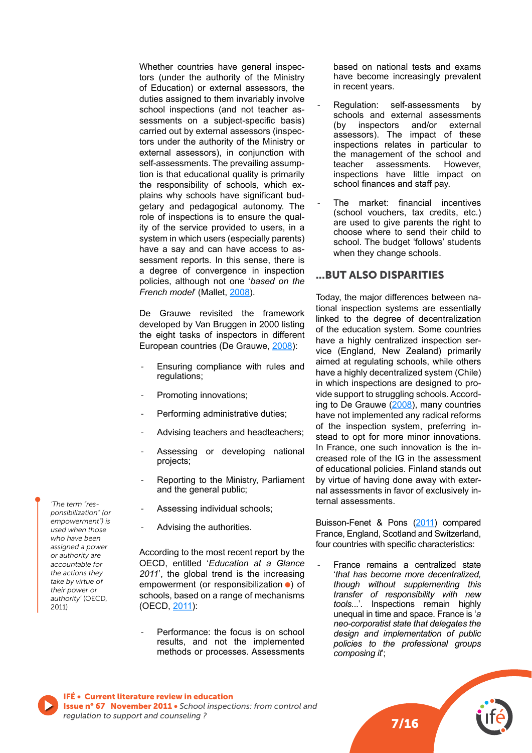Whether countries have general inspectors (under the authority of the Ministry of Education) or external assessors, the duties assigned to them invariably involve school inspections (and not teacher assessments on a subject-specific basis) carried out by external assessors (inspectors under the authority of the Ministry or external assessors), in conjunction with self-assessments. The prevailing assumption is that educational quality is primarily the responsibility of schools, which explains why schools have significant budgetary and pedagogical autonomy. The role of inspections is to ensure the quality of the service provided to users, in a system in which users (especially parents) have a say and can have access to assessment reports. In this sense, there is a degree of convergence in inspection policies, although not one '*based on the French model*' (Mallet, 2008).

De Grauwe revisited the framework developed by Van Bruggen in 2000 listing the eight tasks of inspectors in different European countries (De Grauwe, 2008):

- Ensuring compliance with rules and regulations;
- Promoting innovations;
- Performing administrative duties;
- Advising teachers and headteachers;
- Assessing or developing national projects;
- Reporting to the Ministry, Parliament and the general public;
- Assessing individual schools;
- Advising the authorities.

According to the most recent report by the OECD, entitled '*Education at a Glance 2011*', the global trend is the increasing empowerment (or responsibilization ●) of schools, based on a range of mechanisms (OECD, 2011):

*'The term "responsibilization" (or empowerment") is used when those who have been assigned a power or authority are accountable for the actions they take by virtue of their power or authority'* (OECD, 2011)

- Performance: the focus is on school results, and not the implemented methods or processes. Assessments based on national tests and exams have become increasingly prevalent in recent years.
- Regulation: self-assessments by schools and external assessments (by inspectors and/or external assessors). The impact of these inspections relates in particular to the management of the school and teacher assessments. However, inspections have little impact on school finances and staff pay.
- The market: financial incentives (school vouchers, tax credits, etc.) are used to give parents the right to choose where to send their child to school. The budget 'follows' students when they change schools.

## ...BUT ALSO DISPARITIES

Today, the major differences between national inspection systems are essentially linked to the degree of decentralization of the education system. Some countries have a highly centralized inspection service (England, New Zealand) primarily aimed at regulating schools, while others have a highly decentralized system (Chile) in which inspections are designed to provide support to struggling schools. According to De Grauwe (2008), many countries have not implemented any radical reforms of the inspection system, preferring instead to opt for more minor innovations. In France, one such innovation is the increased role of the IG in the assessment of educational policies. Finland stands out by virtue of having done away with external assessments in favor of exclusively internal assessments.

Buisson-Fenet & Pons (2011) compared France, England, Scotland and Switzerland, four countries with specific characteristics:

- France remains a centralized state '*that has become more decentralized, though without supplementing this transfer of responsibility with new tools...*'. Inspections remain highly unequal in time and space. France is '*a neo-corporatist state that delegates the design and implementation of public policies to the professional groups composing it*';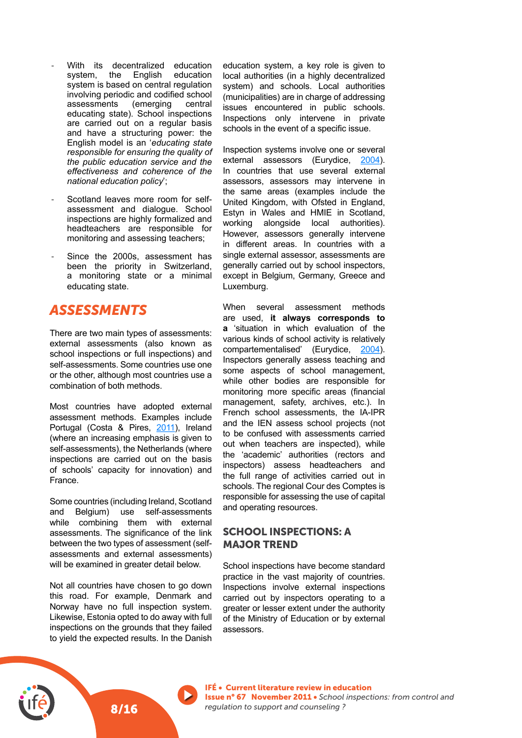- With its decentralized education system, the English education system is based on central regulation involving periodic and codified school assessments (emerging central educating state). School inspections are carried out on a regular basis and have a structuring power: the English model is an '*educating state responsible for ensuring the quality of the public education service and the effectiveness and coherence of the national education policy*';
- Scotland leaves more room for self-assessment and dialogue. School inspections are highly formalized and headteachers are responsible for monitoring and assessing teachers;
- Since the 2000s, assessment has been the priority in Switzerland, a monitoring state or a minimal educating state.

## ASSESSMENTS

There are two main types of assessments: external assessments (also known as school inspections or full inspections) and self-assessments. Some countries use one or the other, although most countries use a combination of both methods.

Most countries have adopted external assessment methods. Examples include Portugal (Costa & Pires, 2011), Ireland (where an increasing emphasis is given to self-assessments), the Netherlands (where inspections are carried out on the basis of schools' capacity for innovation) and France.

Some countries (including Ireland, Scotland and Belgium) use self-assessments while combining them with external assessments. The significance of the link between the two types of assessment (self-assessments and external assessments) will be examined in greater detail below.

Not all countries have chosen to go down this road. For example, Denmark and Norway have no full inspection system. Likewise, Estonia opted to do away with full inspections on the grounds that they failed to yield the expected results. In the Danish education system, a key role is given to local authorities (in a highly decentralized system) and schools. Local authorities (municipalities) are in charge of addressing issues encountered in public schools. Inspections only intervene in private schools in the event of a specific issue.

Inspection systems involve one or several external assessors (Eurydice, 2004). In countries that use several external assessors, assessors may intervene in the same areas (examples include the United Kingdom, with Ofsted in England, Estyn in Wales and HMIE in Scotland, working alongside local authorities). However, assessors generally intervene in different areas. In countries with a single external assessor, assessments are generally carried out by school inspectors, except in Belgium, Germany, Greece and Luxemburg.

When several assessment methods are used, **it always corresponds to a** 'situation in which evaluation of the various kinds of school activity is relatively compartementalised' (Eurydice, 2004). Inspectors generally assess teaching and some aspects of school management, while other bodies are responsible for monitoring more specific areas (financial management, safety, archives, etc.). In French school assessments, the IA-IPR and the IEN assess school projects (not to be confused with assessments carried out when teachers are inspected), while the 'academic' authorities (rectors and inspectors) assess headteachers and the full range of activities carried out in schools. The regional Cour des Comptes is responsible for assessing the use of capital and operating resources.

### SCHOOL INSPECTIONS: A MAJOR TREND

School inspections have become standard practice in the vast majority of countries. Inspections involve external inspections carried out by inspectors operating to a greater or lesser extent under the authority of the Ministry of Education or by external assessors.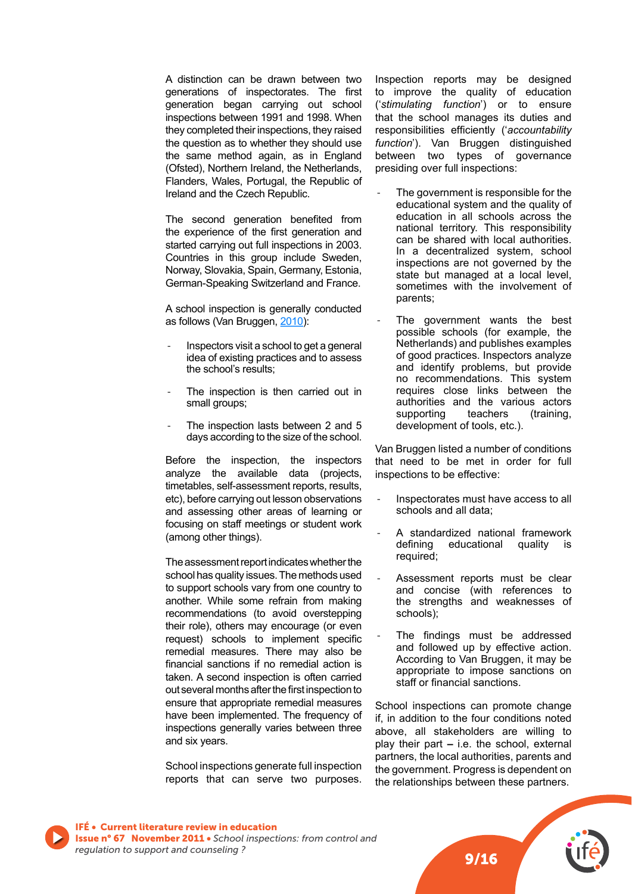A distinction can be drawn between two generations of inspectorates. The first generation began carrying out school inspections between 1991 and 1998. When they completed their inspections, they raised the question as to whether they should use the same method again, as in England (Ofsted), Northern Ireland, the Netherlands, Flanders, Wales, Portugal, the Republic of Ireland and the Czech Republic.

The second generation benefited from the experience of the first generation and started carrying out full inspections in 2003. Countries in this group include Sweden, Norway, Slovakia, Spain, Germany, Estonia, German-Speaking Switzerland and France.

A school inspection is generally conducted as follows (Van Bruggen, 2010):

- Inspectors visit a school to get a general idea of existing practices and to assess the school's results;
- The inspection is then carried out in small groups;
- The inspection lasts between 2 and 5 days according to the size of the school.

Before the inspection, the inspectors analyze the available data (projects, timetables, self-assessment reports, results, etc), before carrying out lesson observations and assessing other areas of learning or focusing on staff meetings or student work (among other things).

The assessment report indicates whether the school has quality issues. The methods used to support schools vary from one country to another. While some refrain from making recommendations (to avoid overstepping their role), others may encourage (or even request) schools to implement specific remedial measures. There may also be financial sanctions if no remedial action is taken. A second inspection is often carried out several months after the first inspection to ensure that appropriate remedial measures have been implemented. The frequency of inspections generally varies between three and six years.

School inspections generate full inspection reports that can serve two purposes. Inspection reports may be designed to improve the quality of education ('*stimulating function*') or to ensure that the school manages its duties and responsibilities efficiently ('*accountability function*'). Van Bruggen distinguished between two types of governance presiding over full inspections:

- The government is responsible for the educational system and the quality of education in all schools across the national territory. This responsibility can be shared with local authorities. In a decentralized system, school inspections are not governed by the state but managed at a local level, sometimes with the involvement of parents;
- The government wants the best possible schools (for example, the Netherlands) and publishes examples of good practices. Inspectors analyze and identify problems, but provide no recommendations. This system requires close links between the authorities and the various actors supporting teachers (training, development of tools, etc.).

Van Bruggen listed a number of conditions that need to be met in order for full inspections to be effective:

- Inspectorates must have access to all schools and all data;
- A standardized national framework defining educational quality is required;
- Assessment reports must be clear and concise (with references to the strengths and weaknesses of schools);
- The findings must be addressed and followed up by effective action. According to Van Bruggen, it may be appropriate to impose sanctions on staff or financial sanctions.

School inspections can promote change if, in addition to the four conditions noted above, all stakeholders are willing to play their part – i.e. the school, external partners, the local authorities, parents and the government. Progress is dependent on the relationships between these partners.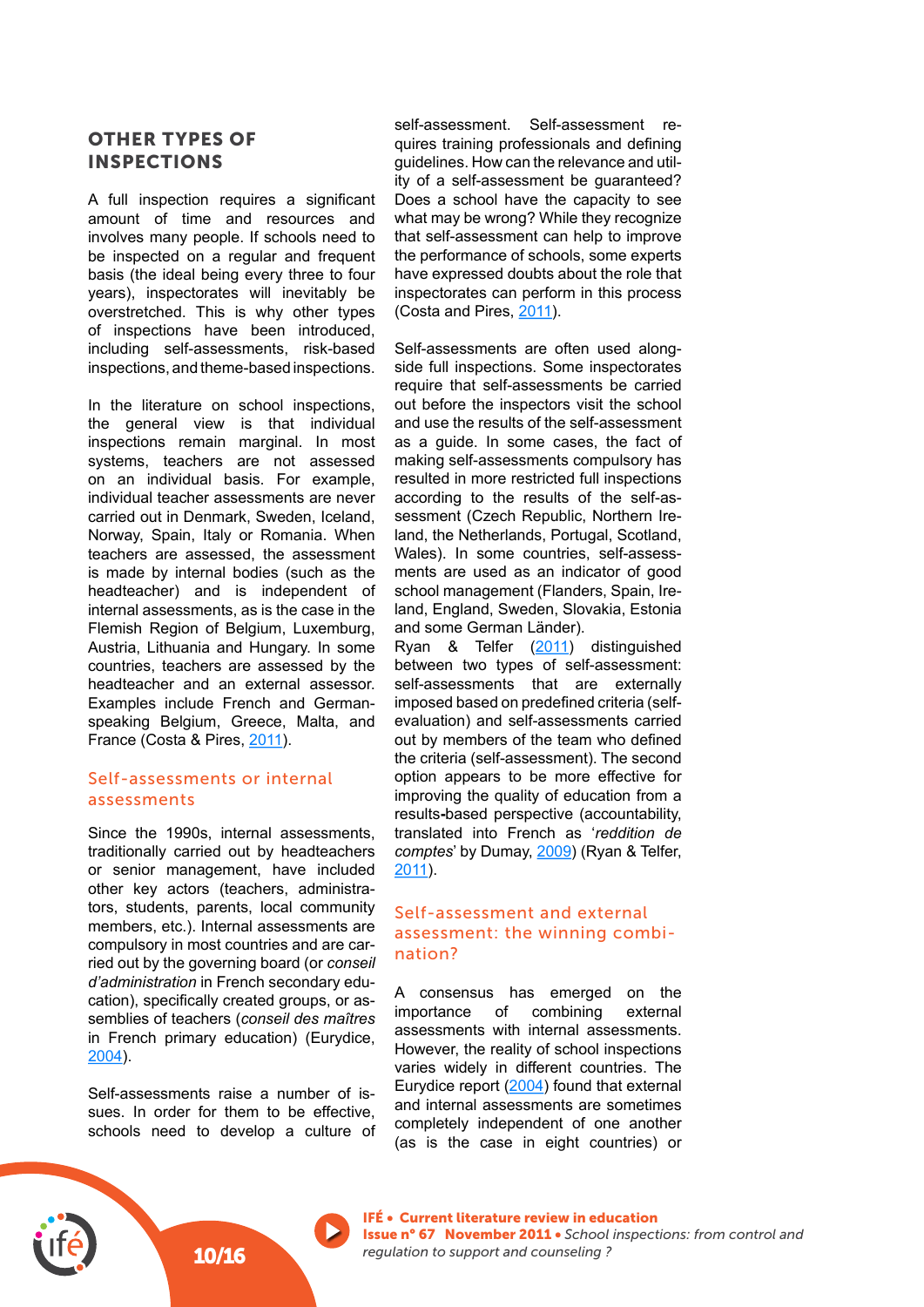## OTHER TYPES OF INSPECTIONS

A full inspection requires a significant amount of time and resources and involves many people. If schools need to be inspected on a regular and frequent basis (the ideal being every three to four years), inspectorates will inevitably be overstretched. This is why other types of inspections have been introduced, including self-assessments, risk-based inspections, and theme-based inspections.

In the literature on school inspections, the general view is that individual inspections remain marginal. In most systems, teachers are not assessed on an individual basis. For example, individual teacher assessments are never carried out in Denmark, Sweden, Iceland, Norway, Spain, Italy or Romania. When teachers are assessed, the assessment is made by internal bodies (such as the headteacher) and is independent of internal assessments, as is the case in the Flemish Region of Belgium, Luxemburg, Austria, Lithuania and Hungary. In some countries, teachers are assessed by the headteacher and an external assessor. Examples include French and German-speaking Belgium, Greece, Malta, and France (Costa & Pires, 2011).

### Self-assessments or internal assessments

Since the 1990s, internal assessments, traditionally carried out by headteachers or senior management, have included other key actors (teachers, administrators, students, parents, local community members, etc.). Internal assessments are compulsory in most countries and are carried out by the governing board (or *conseil d'administration* in French secondary education), specifically created groups, or assemblies of teachers (*conseil des maîtres* in French primary education) (Eurydice, 2004).

Self-assessments raise a number of issues. In order for them to be effective, schools need to develop a culture of self-assessment. Self-assessment requires training professionals and defining guidelines. How can the relevance and utility of a self-assessment be guaranteed? Does a school have the capacity to see what may be wrong? While they recognize that self-assessment can help to improve the performance of schools, some experts have expressed doubts about the role that inspectorates can perform in this process (Costa and Pires, 2011).

Self-assessments are often used alongside full inspections. Some inspectorates require that self-assessments be carried out before the inspectors visit the school and use the results of the self-assessment as a guide. In some cases, the fact of making self-assessments compulsory has resulted in more restricted full inspections according to the results of the self-assessment (Czech Republic, Northern Ireland, the Netherlands, Portugal, Scotland, Wales). In some countries, self-assessments are used as an indicator of good school management (Flanders, Spain, Ireland, England, Sweden, Slovakia, Estonia and some German Länder).

Ryan & Telfer (2011) distinguished between two types of self-assessment: self-assessments that are externally imposed based on predefined criteria (self-evaluation) and self-assessments carried out by members of the team who defined the criteria (self-assessment). The second option appears to be more effective for improving the quality of education from a results-based perspective (accountability, translated into French as '*reddition de comptes*' by Dumay, 2009) (Ryan & Telfer, 2011).

### Self-assessment and external assessment: the winning combination?

A consensus has emerged on the importance of combining external assessments with internal assessments. However, the reality of school inspections varies widely in different countries. The Eurydice report (2004) found that external and internal assessments are sometimes completely independent of one another (as is the case in eight countries) or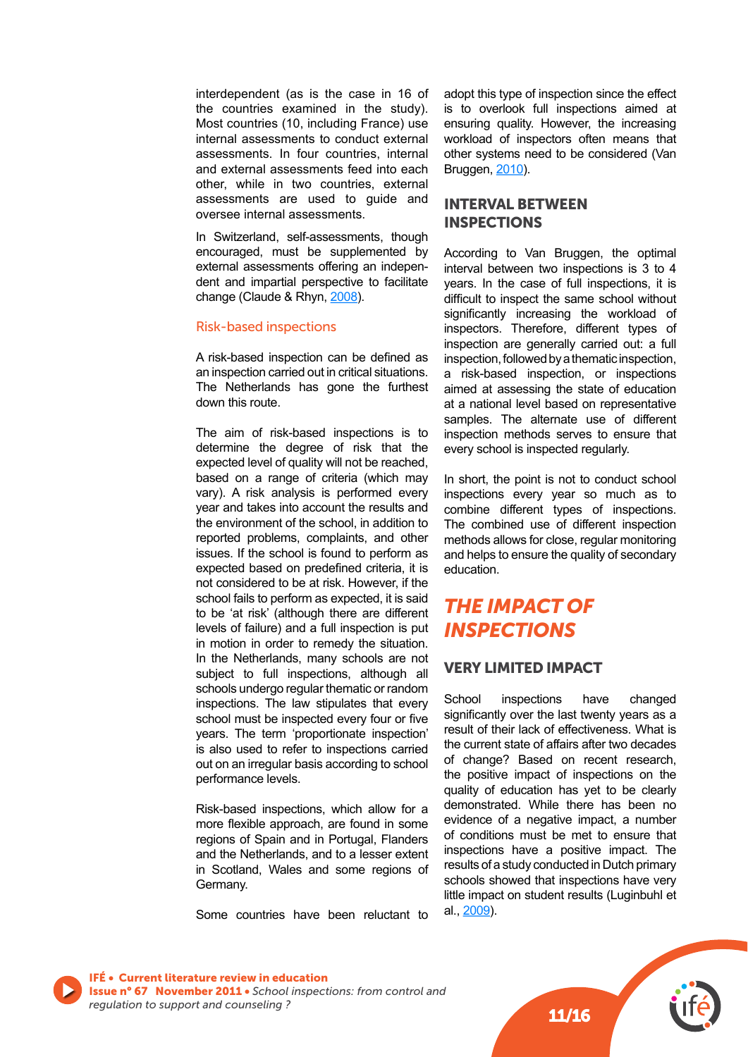interdependent (as is the case in 16 of the countries examined in the study). Most countries (10, including France) use internal assessments to conduct external assessments. In four countries, internal and external assessments feed into each other, while in two countries, external assessments are used to guide and oversee internal assessments.

In Switzerland, self-assessments, though encouraged, must be supplemented by external assessments offering an independent and impartial perspective to facilitate change (Claude & Rhyn, 2008).

### Risk-based inspections

A risk-based inspection can be defined as an inspection carried out in critical situations. The Netherlands has gone the furthest down this route.

The aim of risk-based inspections is to determine the degree of risk that the expected level of quality will not be reached, based on a range of criteria (which may vary). A risk analysis is performed every year and takes into account the results and the environment of the school, in addition to reported problems, complaints, and other issues. If the school is found to perform as expected based on predefined criteria, it is not considered to be at risk. However, if the school fails to perform as expected, it is said to be 'at risk' (although there are different levels of failure) and a full inspection is put in motion in order to remedy the situation. In the Netherlands, many schools are not subject to full inspections, although all schools undergo regular thematic or random inspections. The law stipulates that every school must be inspected every four or five years. The term 'proportionate inspection' is also used to refer to inspections carried out on an irregular basis according to school performance levels.

Risk-based inspections, which allow for a more flexible approach, are found in some regions of Spain and in Portugal, Flanders and the Netherlands, and to a lesser extent in Scotland, Wales and some regions of Germany.

Some countries have been reluctant to adopt this type of inspection since the effect is to overlook full inspections aimed at ensuring quality. However, the increasing workload of inspectors often means that other systems need to be considered (Van Bruggen, 2010).

## INTERVAL BETWEEN INSPECTIONS

According to Van Bruggen, the optimal interval between two inspections is 3 to 4 years. In the case of full inspections, it is difficult to inspect the same school without significantly increasing the workload of inspectors. Therefore, different types of inspection are generally carried out: a full inspection, followed by a thematic inspection, a risk-based inspection, or inspections aimed at assessing the state of education at a national level based on representative samples. The alternate use of different inspection methods serves to ensure that every school is inspected regularly.

In short, the point is not to conduct school inspections every year so much as to combine different types of inspections. The combined use of different inspection methods allows for close, regular monitoring and helps to ensure the quality of secondary education.

# *THE IMPACT OF INSPECTIONS*

## VERY LIMITED IMPACT

School inspections have changed significantly over the last twenty years as a result of their lack of effectiveness. What is the current state of affairs after two decades of change? Based on recent research, the positive impact of inspections on the quality of education has yet to be clearly demonstrated. While there has been no evidence of a negative impact, a number of conditions must be met to ensure that inspections have a positive impact. The results of a study conducted in Dutch primary schools showed that inspections have very little impact on student results (Luginbuhl et al., 2009).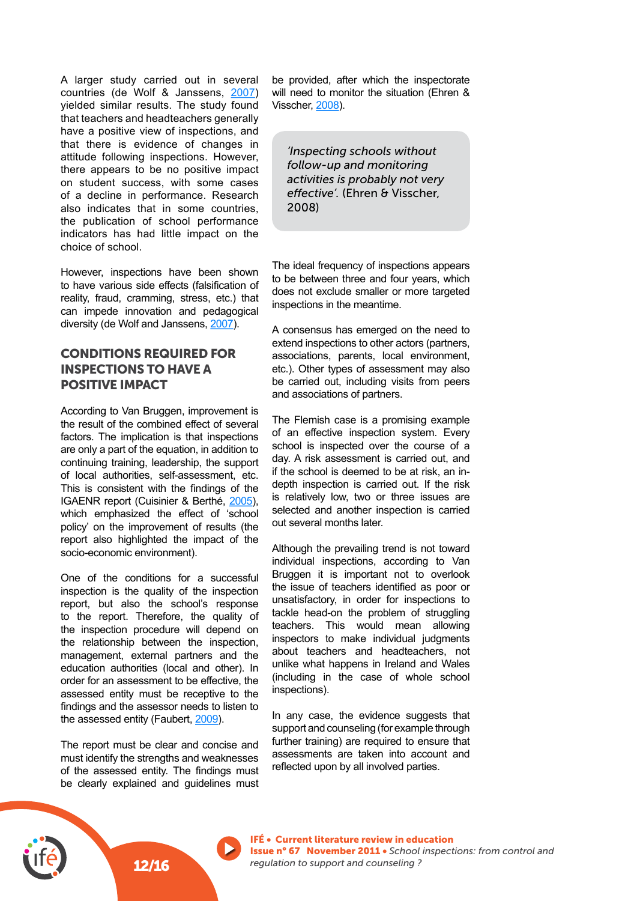A larger study carried out in several countries (de Wolf & Janssens, 2007) yielded similar results. The study found that teachers and headteachers generally have a positive view of inspections, and that there is evidence of changes in attitude following inspections. However, there appears to be no positive impact on student success, with some cases of a decline in performance. Research also indicates that in some countries, the publication of school performance indicators has had little impact on the choice of school.

However, inspections have been shown to have various side effects (falsification of reality, fraud, cramming, stress, etc.) that can impede innovation and pedagogical diversity (de Wolf and Janssens, 2007).

## CONDITIONS REQUIRED FOR INSPECTIONS TO HAVE A POSITIVE IMPACT

According to Van Bruggen, improvement is the result of the combined effect of several factors. The implication is that inspections are only a part of the equation, in addition to continuing training, leadership, the support of local authorities, self-assessment, etc. This is consistent with the findings of the IGAENR report (Cuisinier & Berthé, 2005), which emphasized the effect of 'school policy' on the improvement of results (the report also highlighted the impact of the socio-economic environment).

One of the conditions for a successful inspection is the quality of the inspection report, but also the school's response to the report. Therefore, the quality of the inspection procedure will depend on the relationship between the inspection, management, external partners and the education authorities (local and other). In order for an assessment to be effective, the assessed entity must be receptive to the findings and the assessor needs to listen to the assessed entity (Faubert, 2009).

The report must be clear and concise and must identify the strengths and weaknesses of the assessed entity. The findings must be clearly explained and guidelines must be provided, after which the inspectorate will need to monitor the situation (Ehren & Visscher, 2008).

> *'Inspecting schools without follow-up and monitoring activities is probably not very effective'.* (Ehren & Visscher, 2008)

The ideal frequency of inspections appears to be between three and four years, which does not exclude smaller or more targeted inspections in the meantime.

A consensus has emerged on the need to extend inspections to other actors (partners, associations, parents, local environment, etc.). Other types of assessment may also be carried out, including visits from peers and associations of partners.

The Flemish case is a promising example of an effective inspection system. Every school is inspected over the course of a day. A risk assessment is carried out, and if the school is deemed to be at risk, an in-depth inspection is carried out. If the risk is relatively low, two or three issues are selected and another inspection is carried out several months later.

Although the prevailing trend is not toward individual inspections, according to Van Bruggen it is important not to overlook the issue of teachers identified as poor or unsatisfactory, in order for inspections to tackle head-on the problem of struggling teachers. This would mean allowing inspectors to make individual judgments about teachers and headteachers, not unlike what happens in Ireland and Wales (including in the case of whole school inspections).

In any case, the evidence suggests that support and counseling (for example through further training) are required to ensure that assessments are taken into account and reflected upon by all involved parties.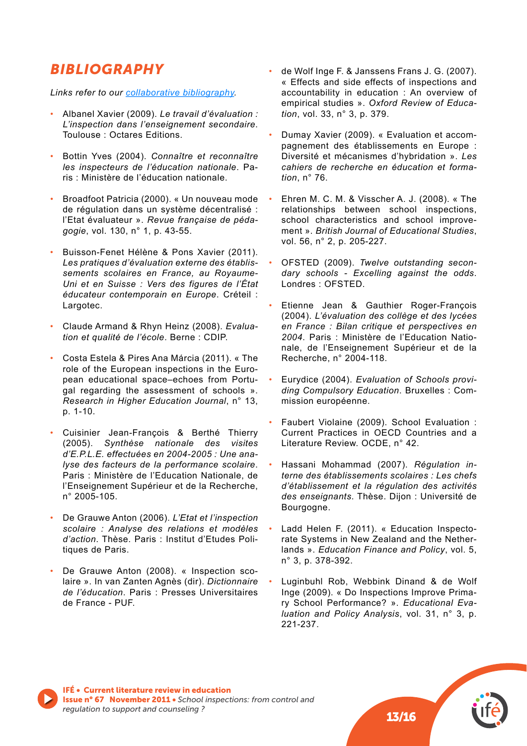## BIBLIOGRAPHY

*Links refer to our collaborative bibliography.*

- Albanel Xavier (2009). *Le travail d'évaluation : L'inspection dans l'enseignement secondaire*. Toulouse : Octares Editions.
- Bottin Yves (2004). *Connaître et reconnaître les inspecteurs de l'éducation nationale*. Paris : Ministère de l'éducation nationale.
- Broadfoot Patricia (2000). « Un nouveau mode de régulation dans un système décentralisé : l'Etat évaluateur ». *Revue française de pédagogie*, vol. 130, n° 1, p. 43-55.
- Buisson-Fenet Hélène & Pons Xavier (2011). *Les pratiques d'évaluation externe des établissements scolaires en France, au Royaume-Uni et en Suisse : Vers des figures de l'État éducateur contemporain en Europe*. Créteil : Largotec.
- Claude Armand & Rhyn Heinz (2008). *Evaluation et qualité de l'école*. Berne : CDIP.
- Costa Estela & Pires Ana Márcia (2011). « The role of the European inspections in the European educational space–echoes from Portugal regarding the assessment of schools ». *Research in Higher Education Journal*, n° 13, p. 1-10.
- Cuisinier Jean-François & Berthé Thierry (2005). *Synthèse nationale des visites d'E.P.L.E. effectuées en 2004-2005 : Une analyse des facteurs de la performance scolaire*. Paris : Ministère de l'Education Nationale, de l'Enseignement Supérieur et de la Recherche, n° 2005-105.
- De Grauwe Anton (2006). *L'Etat et l'inspection scolaire : Analyse des relations et modèles d'action*. Thèse. Paris : Institut d'Etudes Politiques de Paris.
- De Grauwe Anton (2008). « Inspection scolaire ». In van Zanten Agnès (dir). *Dictionnaire de l'éducation*. Paris : Presses Universitaires de France - PUF.
- de Wolf Inge F. & Janssens Frans J. G. (2007). « Effects and side effects of inspections and accountability in education : An overview of empirical studies ». *Oxford Review of Education*, vol. 33, n° 3, p. 379.
- Dumay Xavier (2009). « Evaluation et accompagnement des établissements en Europe : Diversité et mécanismes d'hybridation ». *Les cahiers de recherche en éducation et formation*, n° 76.
- Ehren M. C. M. & Visscher A. J. (2008). « The relationships between school inspections, school characteristics and school improvement ». *British Journal of Educational Studies*, vol. 56, n° 2, p. 205-227.
- OFSTED (2009). *Twelve outstanding secondary schools - Excelling against the odds*. Londres : OFSTED.
- Etienne Jean & Gauthier Roger-François (2004). *L'évaluation des collège et des lycées en France : Bilan critique et perspectives en 2004*. Paris : Ministère de l'Education Nationale, de l'Enseignement Supérieur et de la Recherche, n° 2004-118.
- Eurydice (2004). *Evaluation of Schools providing Compulsory Education*. Bruxelles : Commission européenne.
- Faubert Violaine (2009). School Evaluation : Current Practices in OECD Countries and a Literature Review. OCDE, n° 42.
- Hassani Mohammad (2007). *Régulation interne des établissements scolaires : Les chefs d'établissement et la régulation des activités des enseignants*. Thèse. Dijon : Université de Bourgogne.
- Ladd Helen F. (2011). « Education Inspectorate Systems in New Zealand and the Netherlands ». *Education Finance and Policy*, vol. 5, n° 3, p. 378-392.
- Luginbuhl Rob, Webbink Dinand & de Wolf Inge (2009). « Do Inspections Improve Primary School Performance? ». *Educational Evaluation and Policy Analysis*, vol. 31, n° 3, p. 221-237.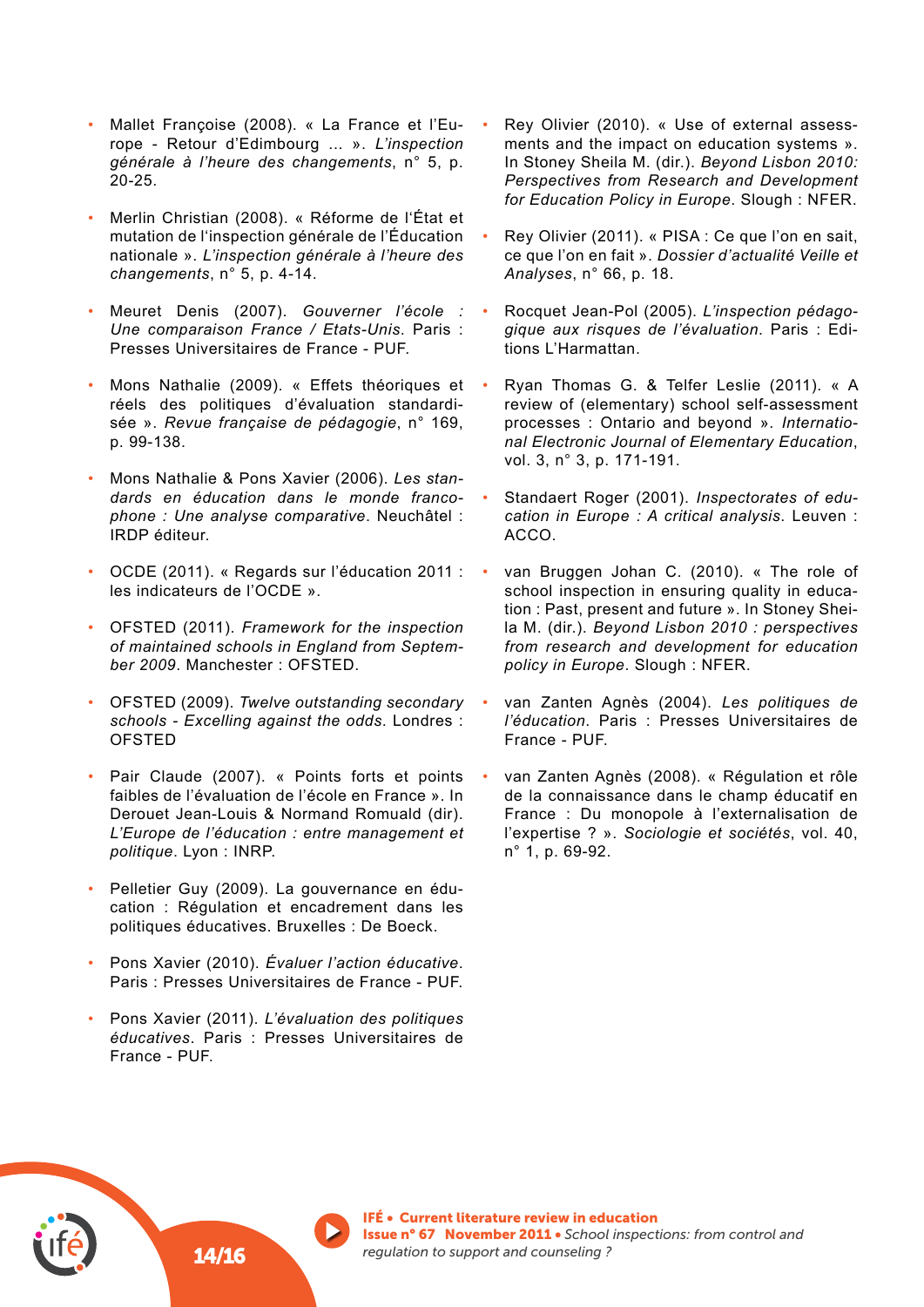- Mallet Françoise (2008). « La France et l'Europe - Retour d'Edimbourg ... ». *L'inspection générale à l'heure des changements*, n° 5, p. 20-25.
- Merlin Christian (2008). « Réforme de l'État et mutation de l'inspection générale de l'Éducation nationale ». *L'inspection générale à l'heure des changements*, n° 5, p. 4-14.
- Meuret Denis (2007). *Gouverner l'école : Une comparaison France / Etats-Unis*. Paris : Presses Universitaires de France - PUF.
- Mons Nathalie (2009). « Effets théoriques et réels des politiques d'évaluation standardisée ». *Revue française de pédagogie*, n° 169, p. 99-138.
- Mons Nathalie & Pons Xavier (2006). *Les standards en éducation dans le monde francophone : Une analyse comparative*. Neuchâtel : IRDP éditeur.
- OCDE (2011). « Regards sur l'éducation 2011 : les indicateurs de l'OCDE ».
- OFSTED (2011). *Framework for the inspection of maintained schools in England from September 2009*. Manchester : OFSTED.
- OFSTED (2009). *Twelve outstanding secondary schools - Excelling against the odds*. Londres : OFSTED
- Pair Claude (2007). « Points forts et points faibles de l'évaluation de l'école en France ». In Derouet Jean-Louis & Normand Romuald (dir). *L'Europe de l'éducation : entre management et politique*. Lyon : INRP.
- Pelletier Guy (2009). La gouvernance en éducation : Régulation et encadrement dans les politiques éducatives. Bruxelles : De Boeck.
- Pons Xavier (2010). *Évaluer l'action éducative*. Paris : Presses Universitaires de France - PUF.
- Pons Xavier (2011). *L'évaluation des politiques éducatives*. Paris : Presses Universitaires de France - PUF.
- Rey Olivier (2010). « Use of external assessments and the impact on education systems ». In Stoney Sheila M. (dir.). *Beyond Lisbon 2010: Perspectives from Research and Development for Education Policy in Europe*. Slough : NFER.
- Rey Olivier (2011). « PISA : Ce que l'on en sait, ce que l'on en fait ». *Dossier d'actualité Veille et Analyses*, n° 66, p. 18.
- Rocquet Jean-Pol (2005). *L'inspection pédagogique aux risques de l'évaluation*. Paris : Editions L'Harmattan.
- Ryan Thomas G. & Telfer Leslie (2011). « A review of (elementary) school self-assessment processes : Ontario and beyond ». *International Electronic Journal of Elementary Education*, vol. 3, n° 3, p. 171-191.
- Standaert Roger (2001). *Inspectorates of education in Europe : A critical analysis*. Leuven : ACCO.
- van Bruggen Johan C. (2010). « The role of school inspection in ensuring quality in education : Past, present and future ». In Stoney Sheila M. (dir.). *Beyond Lisbon 2010 : perspectives from research and development for education policy in Europe*. Slough : NFER.
- van Zanten Agnès (2004). *Les politiques de l'éducation*. Paris : Presses Universitaires de France - PUF.
- van Zanten Agnès (2008). « Régulation et rôle de la connaissance dans le champ éducatif en France : Du monopole à l'externalisation de l'expertise ? ». *Sociologie et sociétés*, vol. 40, n° 1, p. 69-92.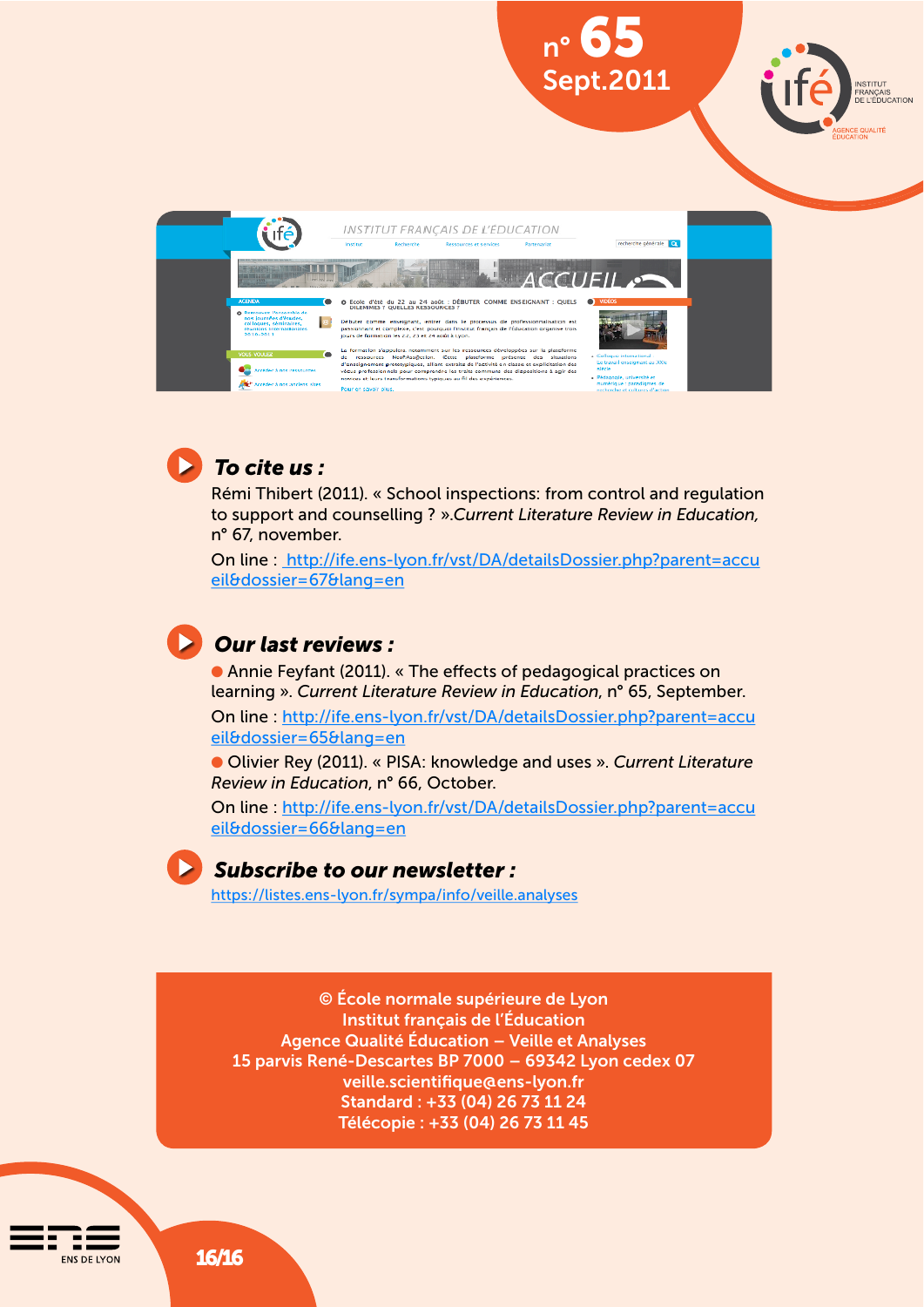## To cite us :

Rémi Thibert (2011). « School inspections: from control and regulation to support and counselling ? ».*Current Literature Review in Education,* n° 67, november.

On line : http://ife.ens-lyon.fr/vst/DA/detailsDossier.php?parent=accueil&dossier=67&lang=en

## Our last reviews :

- Annie Feyfant (2011). « The effects of pedagogical practices on learning ». *Current Literature Review in Education*, n° 65, September.

  On line : http://ife.ens-lyon.fr/vst/DA/detailsDossier.php?parent=accueil&dossier=65&lang=en

- Olivier Rey (2011). « PISA: knowledge and uses ». *Current Literature Review in Education*, n° 66, October.

  On line : http://ife.ens-lyon.fr/vst/DA/detailsDossier.php?parent=accueil&dossier=66&lang=en

## Subscribe to our newsletter :

https://listes.ens-lyon.fr/sympa/info/veille.analyses

© École normale supérieure de Lyon
Institut français de l'Éducation
Agence Qualité Éducation – Veille et Analyses
15 parvis René-Descartes BP 7000 – 69342 Lyon cedex 07
veille.scientifique@ens-lyon.fr
Standard : +33 (04) 26 73 11 24
Télécopie : +33 (04) 26 73 11 45